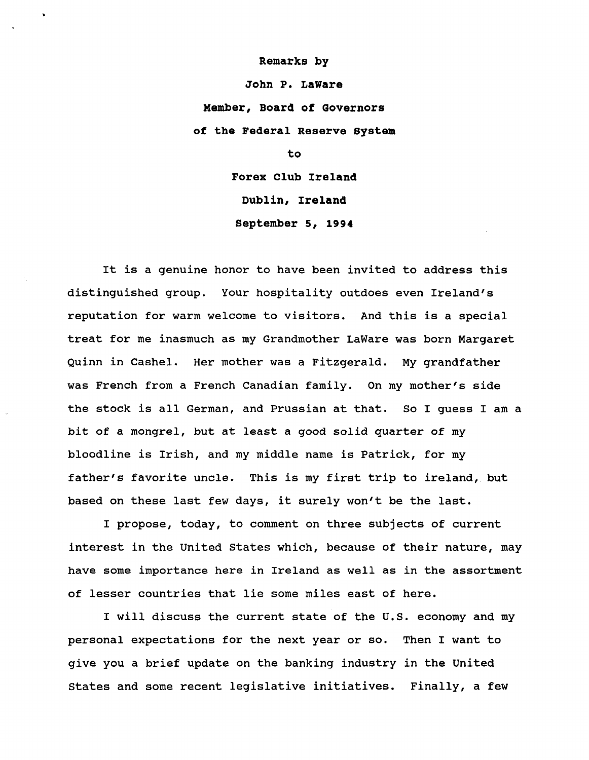**Remarks by**

**John P. LaWare**

**Member, Board of Governors**

**of the Federal Reserve System**

**to**

**Forex Club Ireland**

**Dublin, Ireland**

**September 5, 1994**

It is a genuine honor to have been invited to address this distinguished group. Your hospitality outdoes even Ireland's reputation for warm welcome to visitors. And this is a special treat for me inasmuch as my Grandmother LaWare was born Margaret Quinn in Cashel. Her mother was a Fitzgerald. My grandfather was French from a French Canadian family. On my mother's side the stock is all German, and Prussian at that. So I guess I am a bit of a mongrel, but at least a good solid quarter of my bloodline is Irish, and my middle name is Patrick, for my father's favorite uncle. This is my first trip to ireland, but based on these last few days, it surely won't be the last.

I propose, today, to comment on three subjects of current interest in the United States which, because of their nature, may have some importance here in Ireland as well as in the assortment of lesser countries that lie some miles east of here.

I will discuss the current state of the U.S. economy and my personal expectations for the next year or so. Then I want to give you a brief update on the banking industry in the United States and some recent legislative initiatives. Finally, a few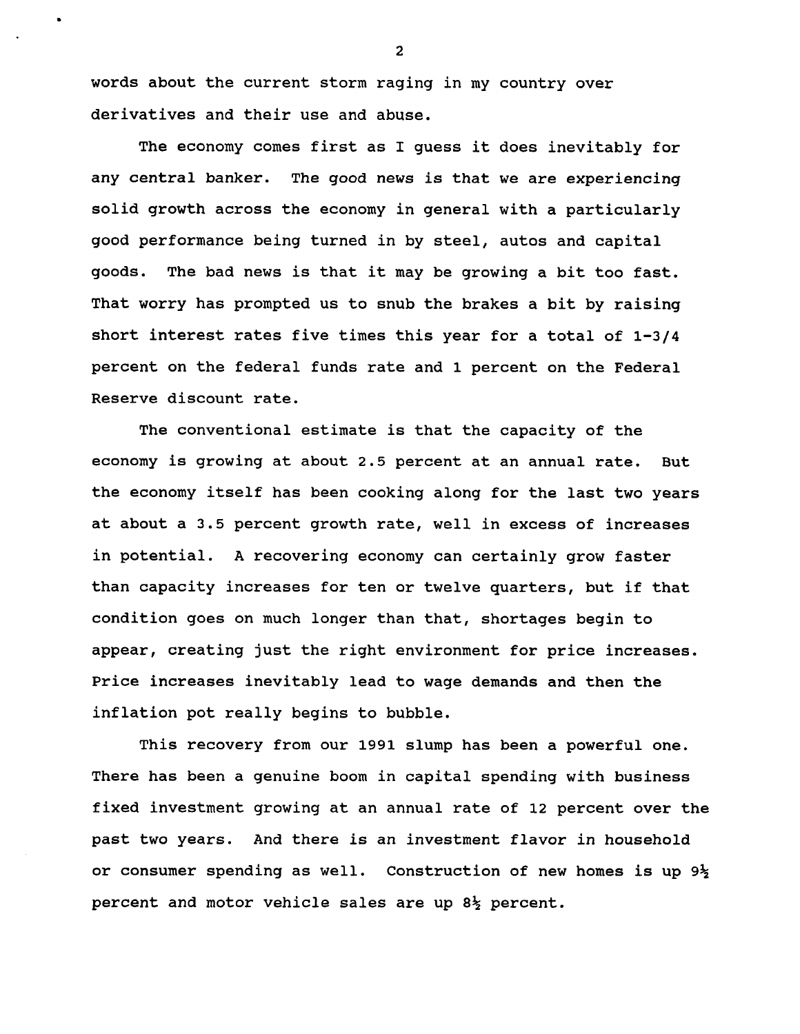words about the current storm raging in my country over derivatives and their use and abuse.

The economy comes first as I guess it does inevitably for any central banker. The good news is that we are experiencing solid growth across the economy in general with a particularly good performance being turned in by steel, autos and capital goods. The bad news is that it may be growing a bit too fast. That worry has prompted us to snub the brakes a bit by raising short interest rates five times this year for a total of 1-3/4 percent on the federal funds rate and 1 percent on the Federal Reserve discount rate.

The conventional estimate is that the capacity of the economy is growing at about 2.5 percent at an annual rate. But the economy itself has been cooking along for the last two years at about a 3.5 percent growth rate, well in excess of increases in potential. A recovering economy can certainly grow faster than capacity increases for ten or twelve quarters, but if that condition goes on much longer than that, shortages begin to appear, creating just the right environment for price increases. Price increases inevitably lead to wage demands and then the inflation pot really begins to bubble.

This recovery from our 1991 slump has been a powerful one. There has been a genuine boom in capital spending with business fixed investment growing at an annual rate of 12 percent over the past two years. And there is an investment flavor in household or consumer spending as well. Construction of new homes is up 9½ percent and motor vehicle sales are up 8½ percent.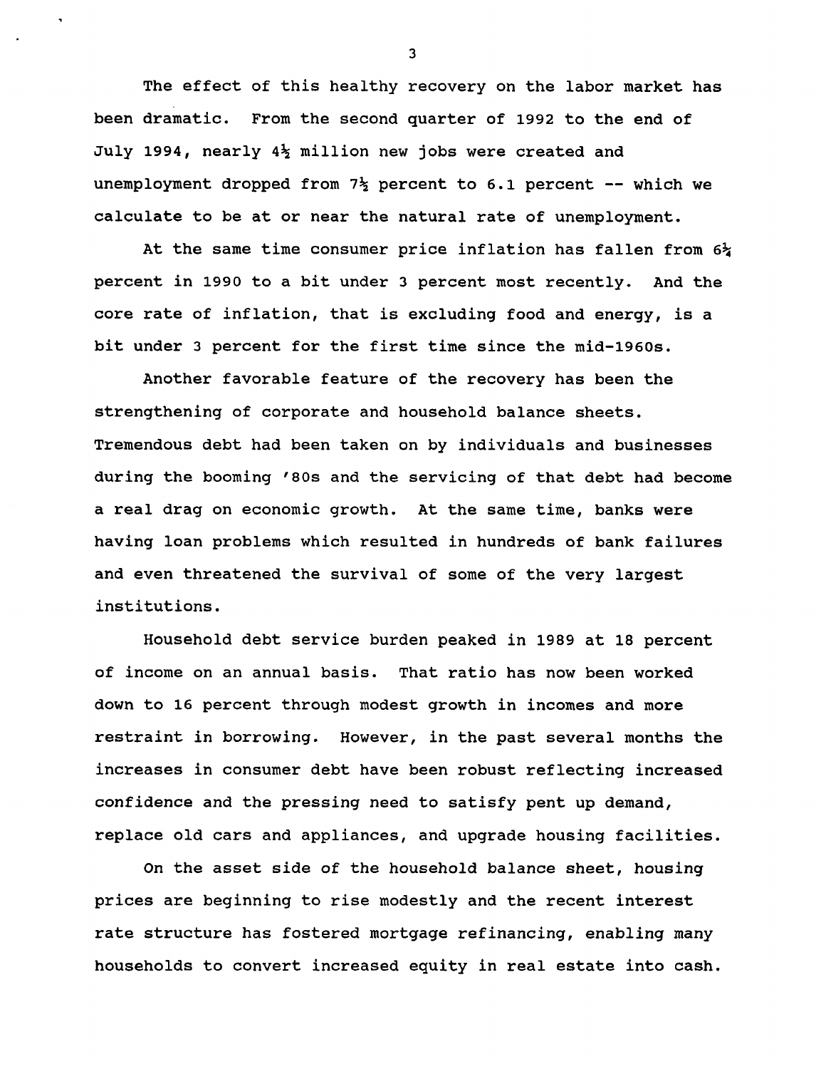The effect of this healthy recovery on the labor market has been dramatic. From the second quarter of 1992 to the end of July 1994, nearly 4½ million new jobs were created and unemployment dropped from 7½ percent to 6.1 percent -- which we calculate to be at or near the natural rate of unemployment.

At the same time consumer price inflation has fallen from 6¼ percent in 1990 to a bit under 3 percent most recently. And the core rate of inflation, that is excluding food and energy, is a bit under 3 percent for the first time since the mid-1960s.

Another favorable feature of the recovery has been the strengthening of corporate and household balance sheets. Tremendous debt had been taken on by individuals and businesses during the booming '80s and the servicing of that debt had become a real drag on economic growth. At the same time, banks were having loan problems which resulted in hundreds of bank failures and even threatened the survival of some of the very largest institutions.

Household debt service burden peaked in 1989 at 18 percent of income on an annual basis. That ratio has now been worked down to 16 percent through modest growth in incomes and more restraint in borrowing. However, in the past several months the increases in consumer debt have been robust reflecting increased confidence and the pressing need to satisfy pent up demand, replace old cars and appliances, and upgrade housing facilities.

On the asset side of the household balance sheet, housing prices are beginning to rise modestly and the recent interest rate structure has fostered mortgage refinancing, enabling many households to convert increased equity in real estate into cash.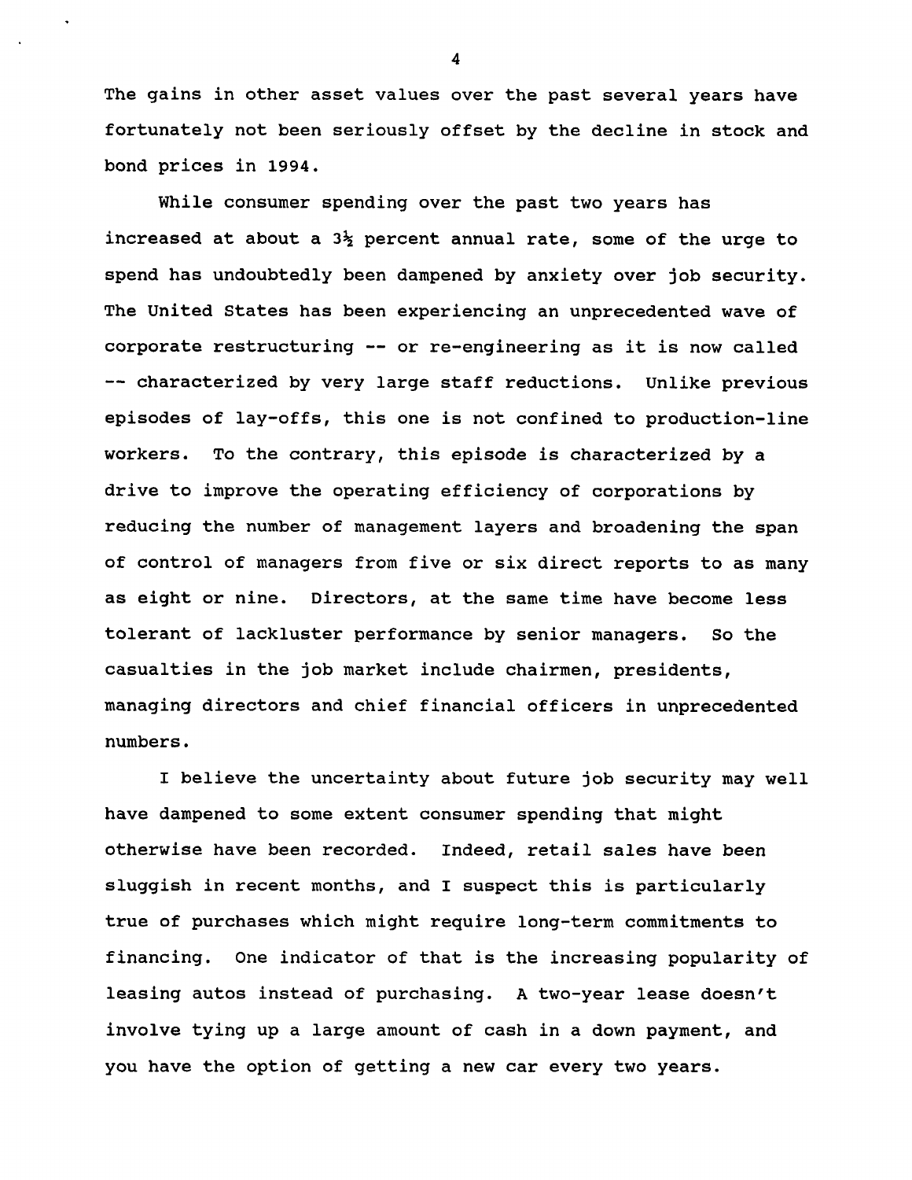The gains in other asset values over the past several years have fortunately not been seriously offset by the decline in stock and bond prices in 1994.

While consumer spending over the past two years has increased at about a 3½ percent annual rate, some of the urge to spend has undoubtedly been dampened by anxiety over job security. The United States has been experiencing an unprecedented wave of corporate restructuring -- or re-engineering as it is now called -- characterized by very large staff reductions. Unlike previous episodes of lay-offs, this one is not confined to production-line workers. To the contrary, this episode is characterized by a drive to improve the operating efficiency of corporations by reducing the number of management layers and broadening the span of control of managers from five or six direct reports to as many as eight or nine. Directors, at the same time have become less tolerant of lackluster performance by senior managers. So the casualties in the job market include chairmen, presidents, managing directors and chief financial officers in unprecedented numbers.

I believe the uncertainty about future job security may well have dampened to some extent consumer spending that might otherwise have been recorded. Indeed, retail sales have been sluggish in recent months, and I suspect this is particularly true of purchases which might require long-term commitments to financing. One indicator of that is the increasing popularity of leasing autos instead of purchasing. A two-year lease doesn't involve tying up a large amount of cash in a down payment, and you have the option of getting a new car every two years.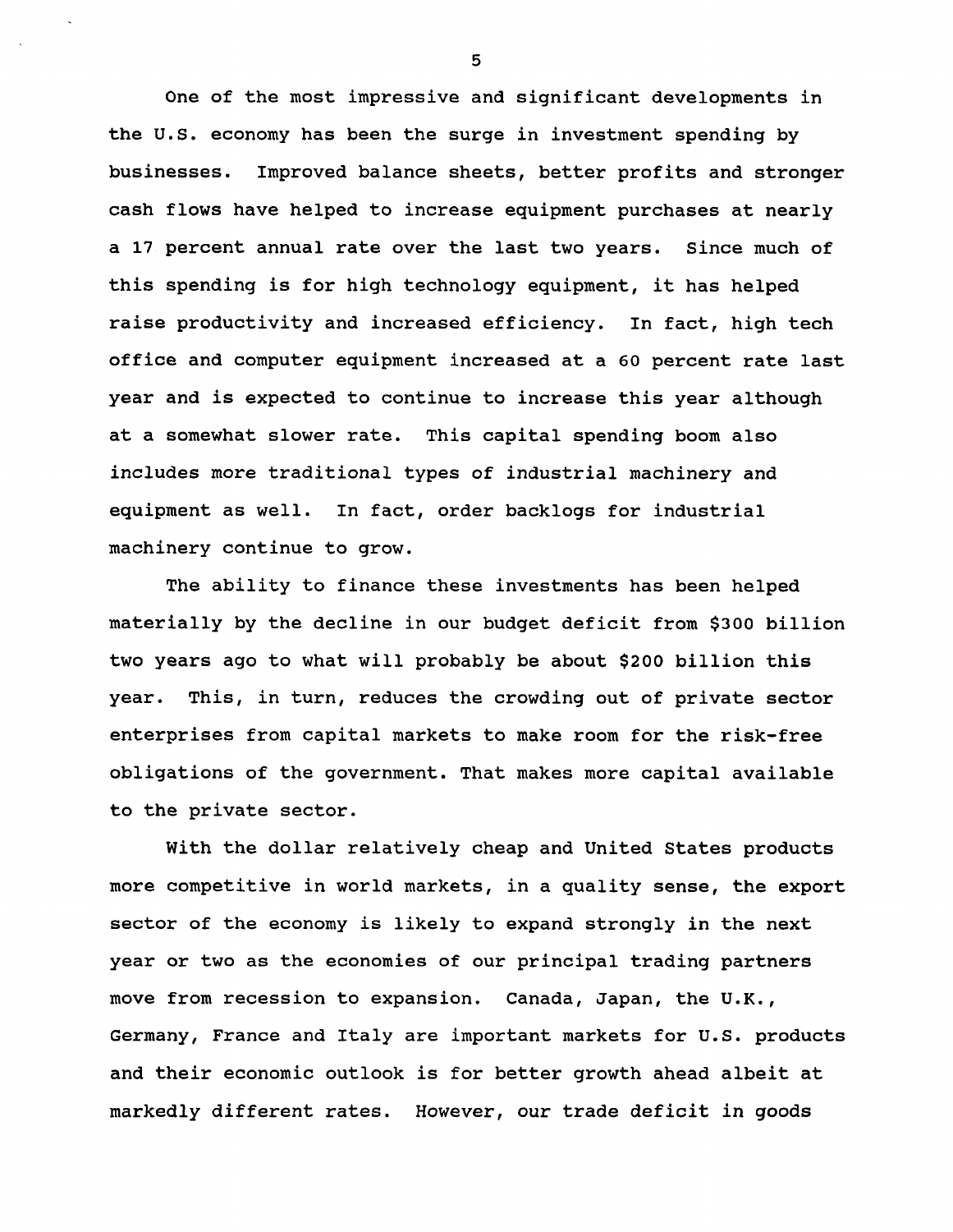One of the most impressive and significant developments in the U.S. economy has been the surge in investment spending by businesses. Improved balance sheets, better profits and stronger cash flows have helped to increase equipment purchases at nearly a 17 percent annual rate over the last two years. Since much of this spending is for high technology equipment, it has helped raise productivity and increased efficiency. In fact, high tech office and computer equipment increased at a 60 percent rate last year and is expected to continue to increase this year although at a somewhat slower rate. This capital spending boom also includes more traditional types of industrial machinery and equipment as well. In fact, order backlogs for industrial machinery continue to grow.

The ability to finance these investments has been helped materially by the decline in our budget deficit from $300 billion two years ago to what will probably be about $200 billion this year. This, in turn, reduces the crowding out of private sector enterprises from capital markets to make room for the risk-free obligations of the government. That makes more capital available to the private sector.

With the dollar relatively cheap and United States products more competitive in world markets, in a quality sense, the export sector of the economy is likely to expand strongly in the next year or two as the economies of our principal trading partners move from recession to expansion. Canada, Japan, the U.K., Germany, France and Italy are important markets for U.S. products and their economic outlook is for better growth ahead albeit at markedly different rates. However, our trade deficit in goods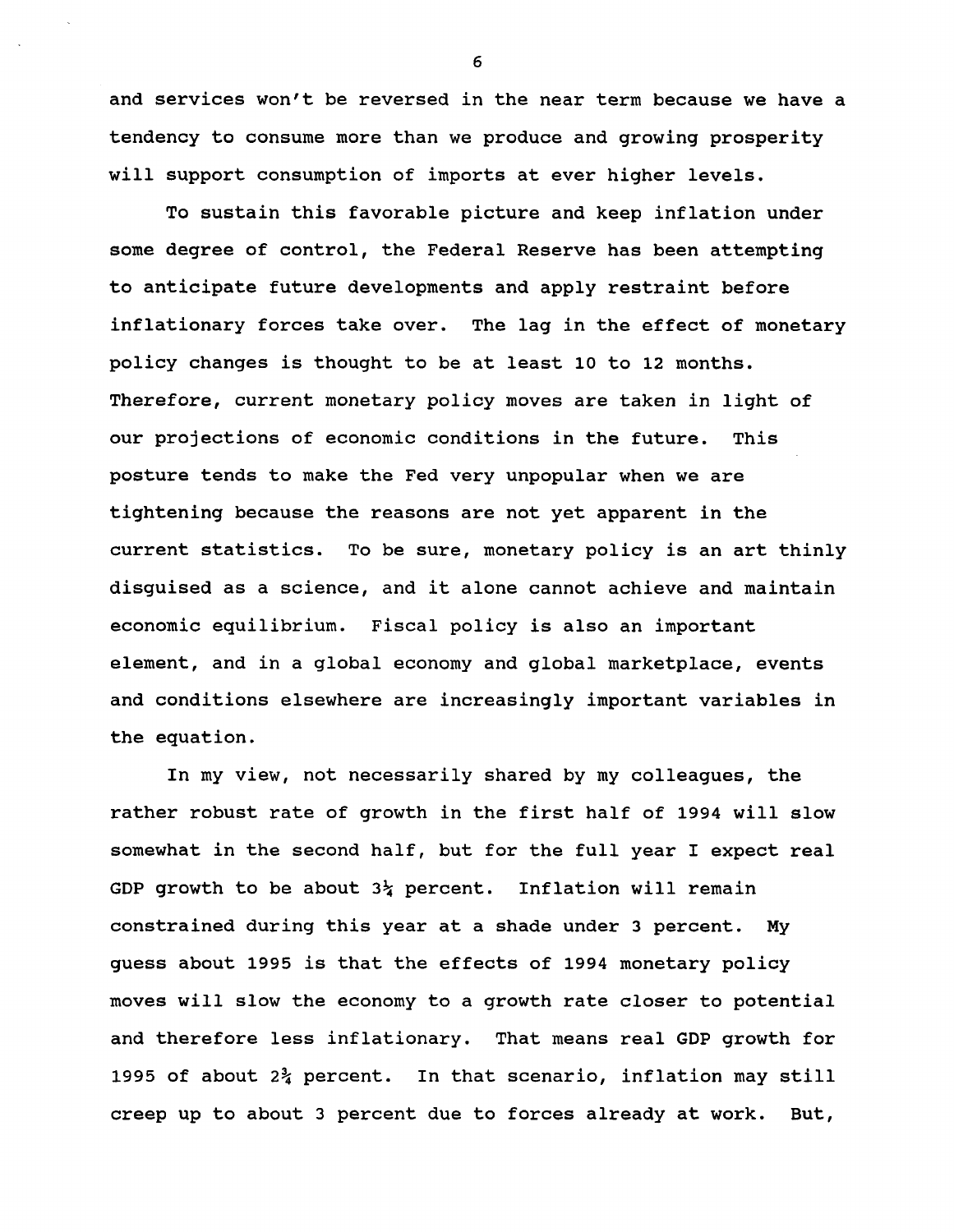and services won't be reversed in the near term because we have a tendency to consume more than we produce and growing prosperity will support consumption of imports at ever higher levels.

To sustain this favorable picture and keep inflation under some degree of control, the Federal Reserve has been attempting to anticipate future developments and apply restraint before inflationary forces take over. The lag in the effect of monetary policy changes is thought to be at least 10 to 12 months. Therefore, current monetary policy moves are taken in light of our projections of economic conditions in the future. This posture tends to make the Fed very unpopular when we are tightening because the reasons are not yet apparent in the current statistics. To be sure, monetary policy is an art thinly disguised as a science, and it alone cannot achieve and maintain economic equilibrium. Fiscal policy is also an important element, and in a global economy and global marketplace, events and conditions elsewhere are increasingly important variables in the equation.

In my view, not necessarily shared by my colleagues, the rather robust rate of growth in the first half of 1994 will slow somewhat in the second half, but for the full year I expect real GDP growth to be about 3¼ percent. Inflation will remain constrained during this year at a shade under 3 percent. My guess about 1995 is that the effects of 1994 monetary policy moves will slow the economy to a growth rate closer to potential and therefore less inflationary. That means real GDP growth for 1995 of about 2¾ percent. In that scenario, inflation may still creep up to about 3 percent due to forces already at work. But,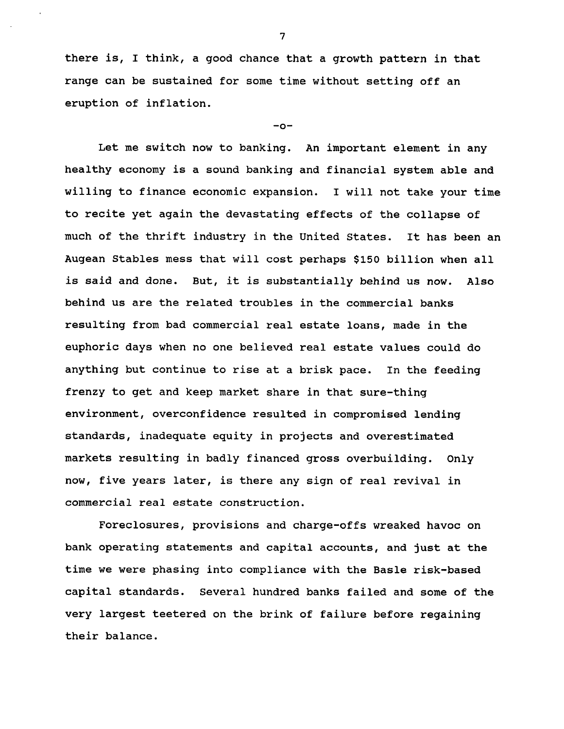there is, I think, a good chance that a growth pattern in that range can be sustained for some time without setting off an eruption of inflation.

-o-

Let me switch now to banking. An important element in any healthy economy is a sound banking and financial system able and willing to finance economic expansion. I will not take your time to recite yet again the devastating effects of the collapse of much of the thrift industry in the United States. It has been an Augean Stables mess that will cost perhaps $150 billion when all is said and done. But, it is substantially behind us now. Also behind us are the related troubles in the commercial banks resulting from bad commercial real estate loans, made in the euphoric days when no one believed real estate values could do anything but continue to rise at a brisk pace. In the feeding frenzy to get and keep market share in that sure-thing environment, overconfidence resulted in compromised lending standards, inadequate equity in projects and overestimated markets resulting in badly financed gross overbuilding. Only now, five years later, is there any sign of real revival in commercial real estate construction.

Foreclosures, provisions and charge-offs wreaked havoc on bank operating statements and capital accounts, and just at the time we were phasing into compliance with the Basle risk-based capital standards. Several hundred banks failed and some of the very largest teetered on the brink of failure before regaining their balance.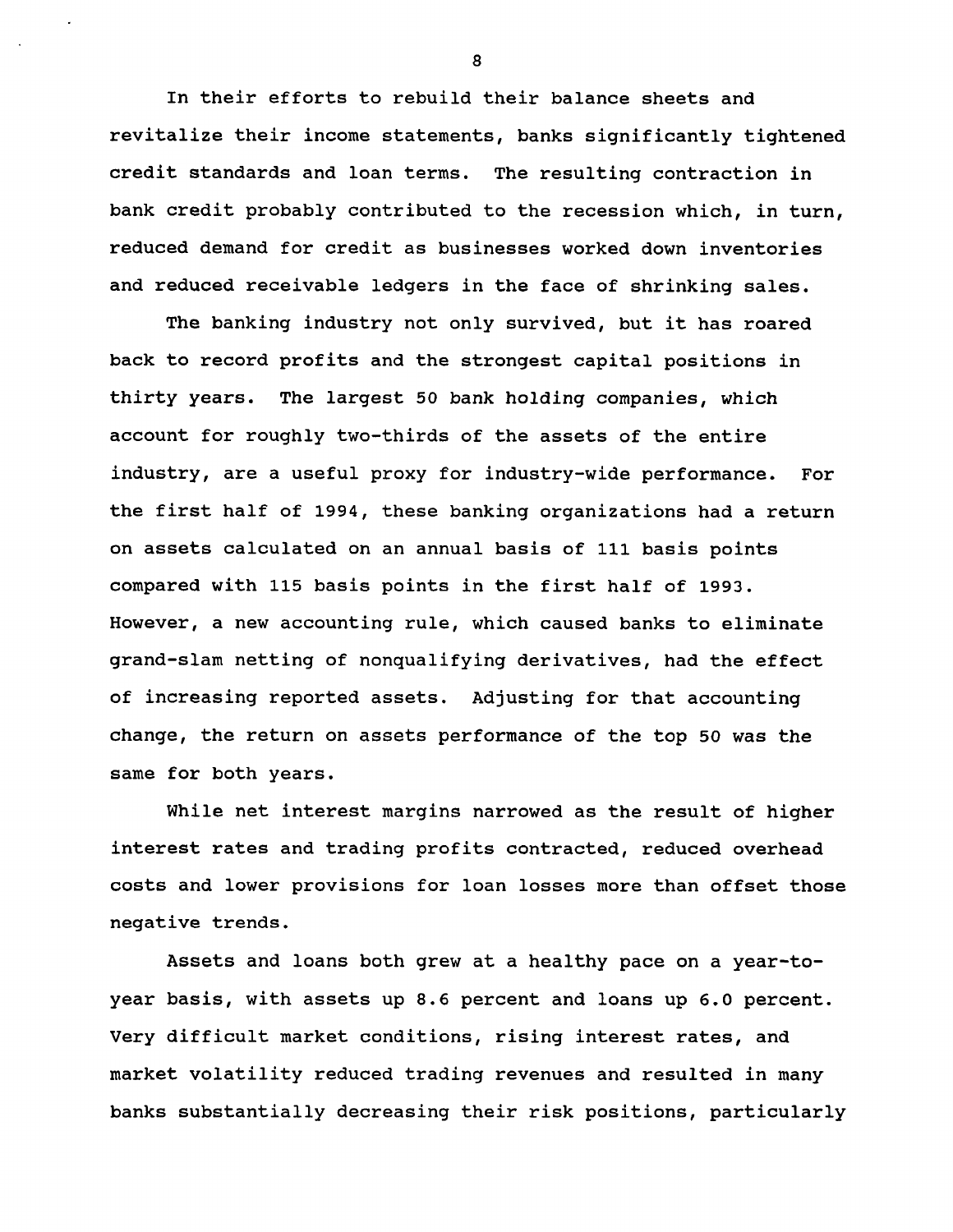In their efforts to rebuild their balance sheets and revitalize their income statements, banks significantly tightened credit standards and loan terms. The resulting contraction in bank credit probably contributed to the recession which, in turn, reduced demand for credit as businesses worked down inventories and reduced receivable ledgers in the face of shrinking sales.

The banking industry not only survived, but it has roared back to record profits and the strongest capital positions in thirty years. The largest 50 bank holding companies, which account for roughly two-thirds of the assets of the entire industry, are a useful proxy for industry-wide performance. For the first half of 1994, these banking organizations had a return on assets calculated on an annual basis of 111 basis points compared with 115 basis points in the first half of 1993. However, a new accounting rule, which caused banks to eliminate grand-slam netting of nonqualifying derivatives, had the effect of increasing reported assets. Adjusting for that accounting change, the return on assets performance of the top 50 was the same for both years.

While net interest margins narrowed as the result of higher interest rates and trading profits contracted, reduced overhead costs and lower provisions for loan losses more than offset those negative trends.

Assets and loans both grew at a healthy pace on a year-to-year basis, with assets up 8.6 percent and loans up 6.0 percent. Very difficult market conditions, rising interest rates, and market volatility reduced trading revenues and resulted in many banks substantially decreasing their risk positions, particularly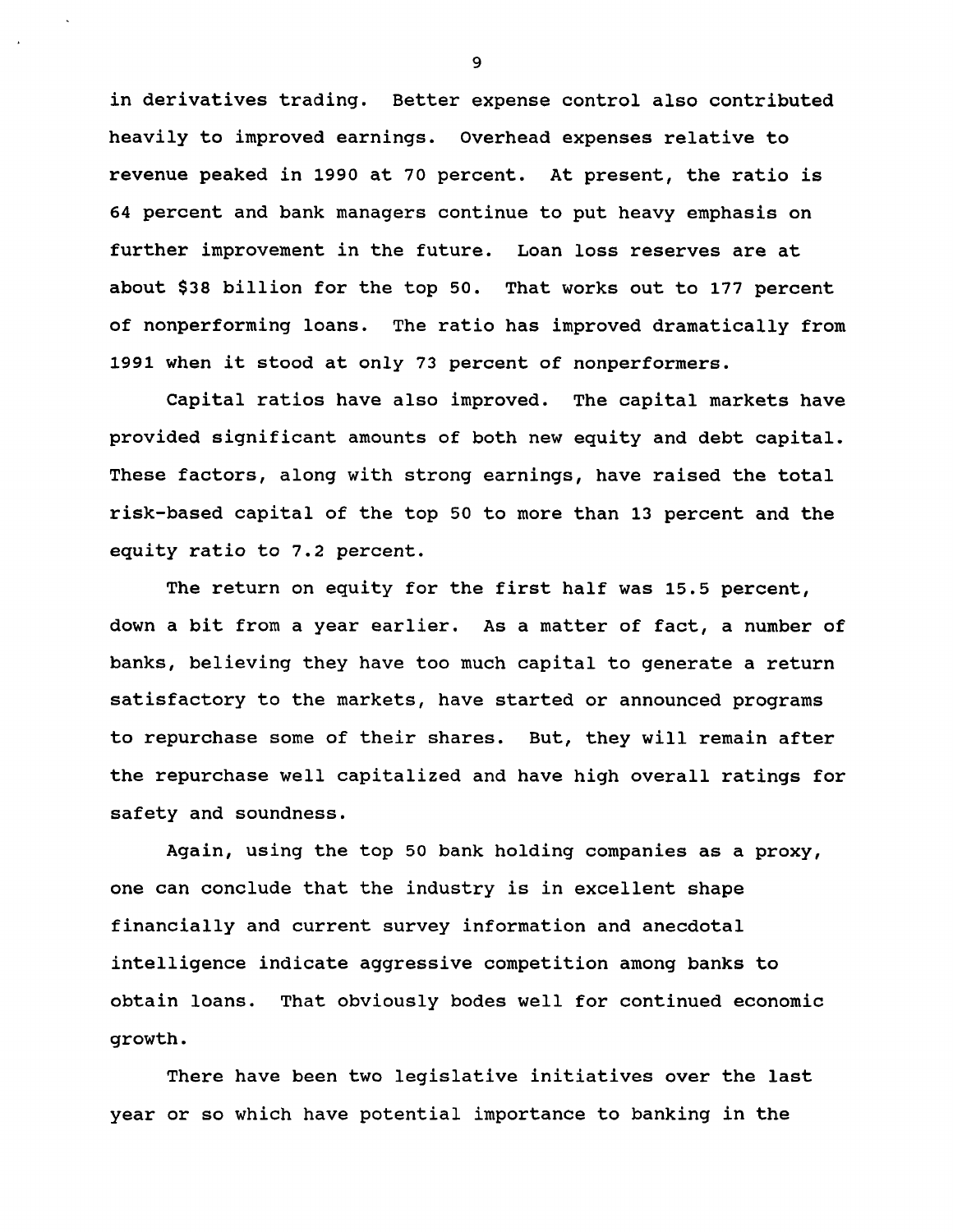in derivatives trading. Better expense control also contributed heavily to improved earnings. Overhead expenses relative to revenue peaked in 1990 at 70 percent. At present, the ratio is 64 percent and bank managers continue to put heavy emphasis on further improvement in the future. Loan loss reserves are at about $38 billion for the top 50. That works out to 177 percent of nonperforming loans. The ratio has improved dramatically from 1991 when it stood at only 73 percent of nonperformers.

Capital ratios have also improved. The capital markets have provided significant amounts of both new equity and debt capital. These factors, along with strong earnings, have raised the total risk-based capital of the top 50 to more than 13 percent and the equity ratio to 7.2 percent.

The return on equity for the first half was 15.5 percent, down a bit from a year earlier. As a matter of fact, a number of banks, believing they have too much capital to generate a return satisfactory to the markets, have started or announced programs to repurchase some of their shares. But, they will remain after the repurchase well capitalized and have high overall ratings for safety and soundness.

Again, using the top 50 bank holding companies as a proxy, one can conclude that the industry is in excellent shape financially and current survey information and anecdotal intelligence indicate aggressive competition among banks to obtain loans. That obviously bodes well for continued economic growth.

There have been two legislative initiatives over the last year or so which have potential importance to banking in the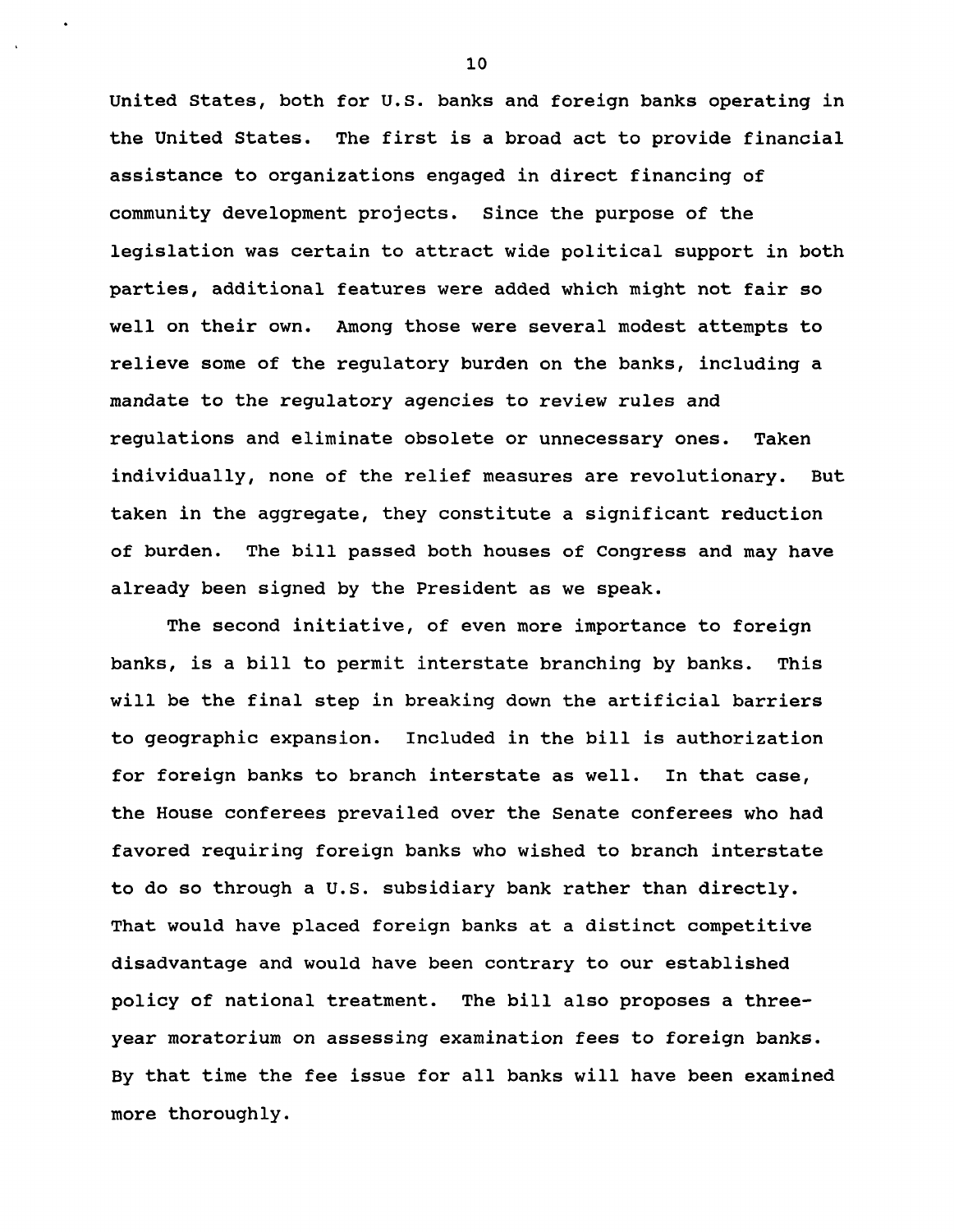United States, both for U.S. banks and foreign banks operating in the United States. The first is a broad act to provide financial assistance to organizations engaged in direct financing of community development projects. Since the purpose of the legislation was certain to attract wide political support in both parties, additional features were added which might not fair so well on their own. Among those were several modest attempts to relieve some of the regulatory burden on the banks, including a mandate to the regulatory agencies to review rules and regulations and eliminate obsolete or unnecessary ones. Taken individually, none of the relief measures are revolutionary. But taken in the aggregate, they constitute a significant reduction of burden. The bill passed both houses of Congress and may have already been signed by the President as we speak.

The second initiative, of even more importance to foreign banks, is a bill to permit interstate branching by banks. This will be the final step in breaking down the artificial barriers to geographic expansion. Included in the bill is authorization for foreign banks to branch interstate as well. In that case, the House conferees prevailed over the Senate conferees who had favored requiring foreign banks who wished to branch interstate to do so through a U.S. subsidiary bank rather than directly. That would have placed foreign banks at a distinct competitive disadvantage and would have been contrary to our established policy of national treatment. The bill also proposes a three-year moratorium on assessing examination fees to foreign banks. By that time the fee issue for all banks will have been examined more thoroughly.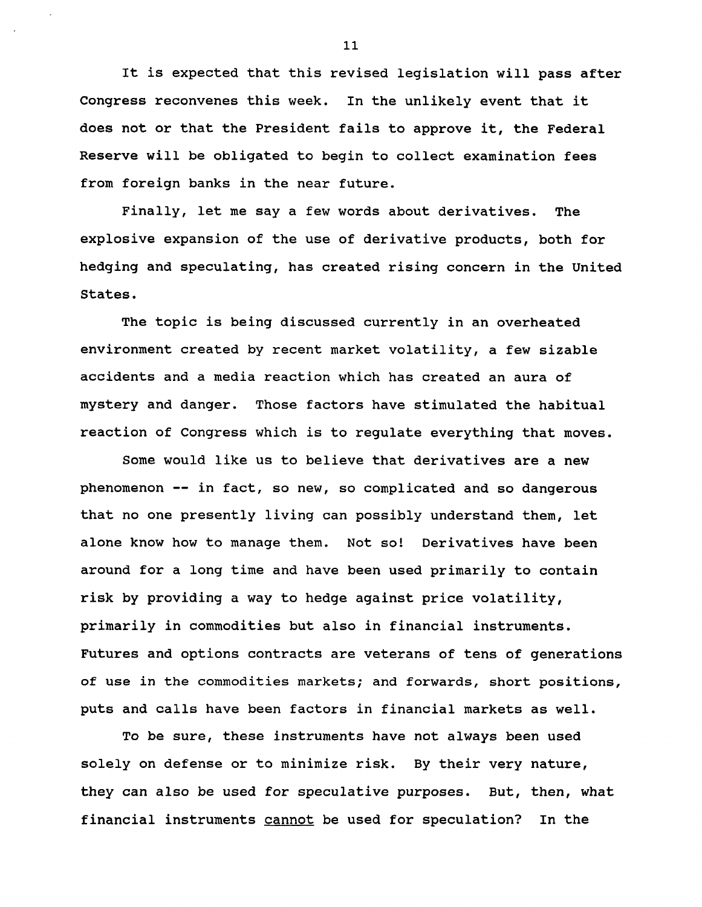It is expected that this revised legislation will pass after Congress reconvenes this week. In the unlikely event that it does not or that the President fails to approve it, the Federal Reserve will be obligated to begin to collect examination fees from foreign banks in the near future.

Finally, let me say a few words about derivatives. The explosive expansion of the use of derivative products, both for hedging and speculating, has created rising concern in the United States.

The topic is being discussed currently in an overheated environment created by recent market volatility, a few sizable accidents and a media reaction which has created an aura of mystery and danger. Those factors have stimulated the habitual reaction of Congress which is to regulate everything that moves.

Some would like us to believe that derivatives are a new phenomenon -- in fact, so new, so complicated and so dangerous that no one presently living can possibly understand them, let alone know how to manage them. Not so! Derivatives have been around for a long time and have been used primarily to contain risk by providing a way to hedge against price volatility, primarily in commodities but also in financial instruments. Futures and options contracts are veterans of tens of generations of use in the commodities markets; and forwards, short positions, puts and calls have been factors in financial markets as well.

To be sure, these instruments have not always been used solely on defense or to minimize risk. By their very nature, they can also be used for speculative purposes. But, then, what financial instruments <u>cannot</u> be used for speculation? In the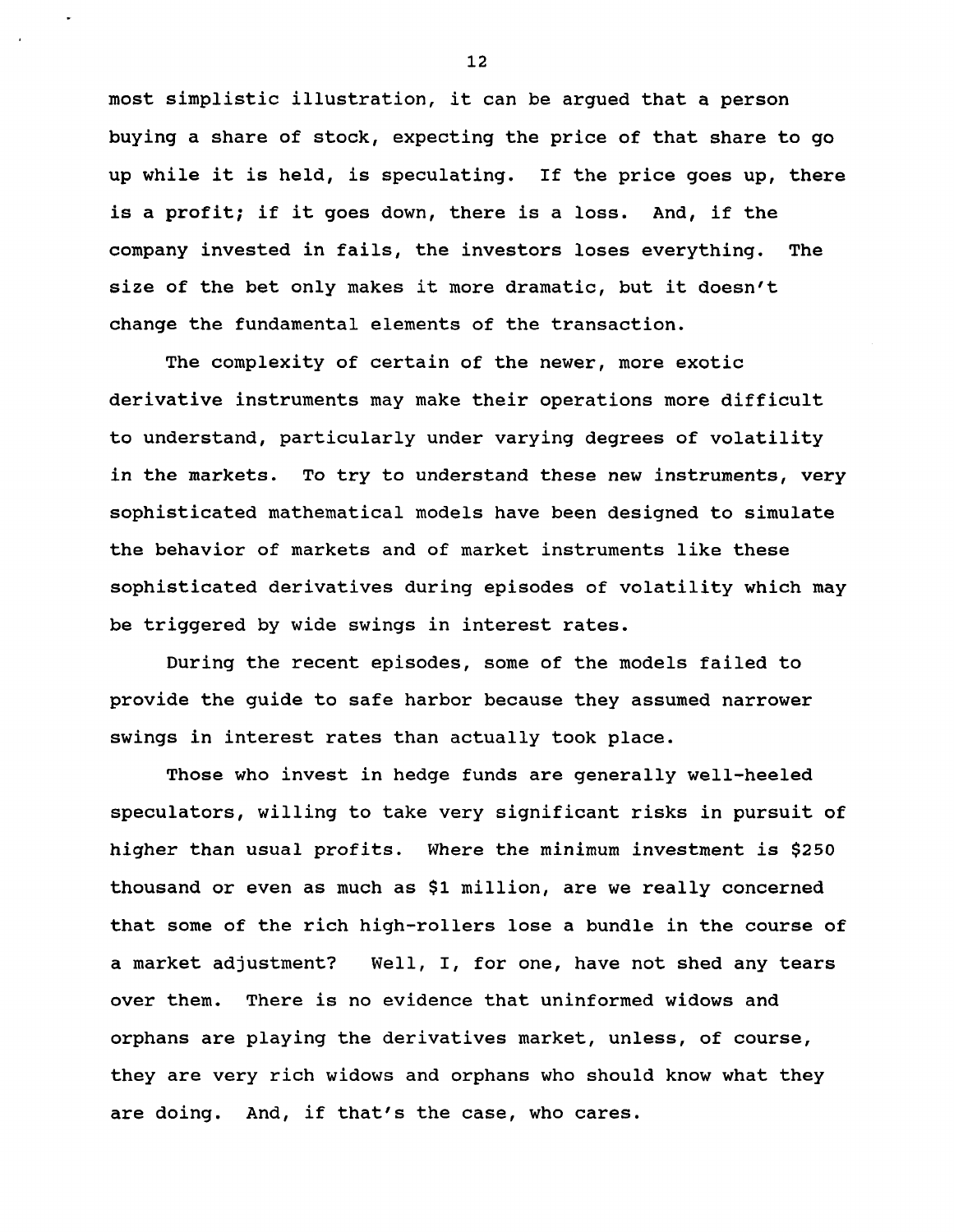most simplistic illustration, it can be argued that a person buying a share of stock, expecting the price of that share to go up while it is held, is speculating. If the price goes up, there is a profit; if it goes down, there is a loss. And, if the company invested in fails, the investors loses everything. The size of the bet only makes it more dramatic, but it doesn't change the fundamental elements of the transaction.

The complexity of certain of the newer, more exotic derivative instruments may make their operations more difficult to understand, particularly under varying degrees of volatility in the markets. To try to understand these new instruments, very sophisticated mathematical models have been designed to simulate the behavior of markets and of market instruments like these sophisticated derivatives during episodes of volatility which may be triggered by wide swings in interest rates.

During the recent episodes, some of the models failed to provide the guide to safe harbor because they assumed narrower swings in interest rates than actually took place.

Those who invest in hedge funds are generally well-heeled speculators, willing to take very significant risks in pursuit of higher than usual profits. Where the minimum investment is $250 thousand or even as much as $1 million, are we really concerned that some of the rich high-rollers lose a bundle in the course of a market adjustment? Well, I, for one, have not shed any tears over them. There is no evidence that uninformed widows and orphans are playing the derivatives market, unless, of course, they are very rich widows and orphans who should know what they are doing. And, if that's the case, who cares.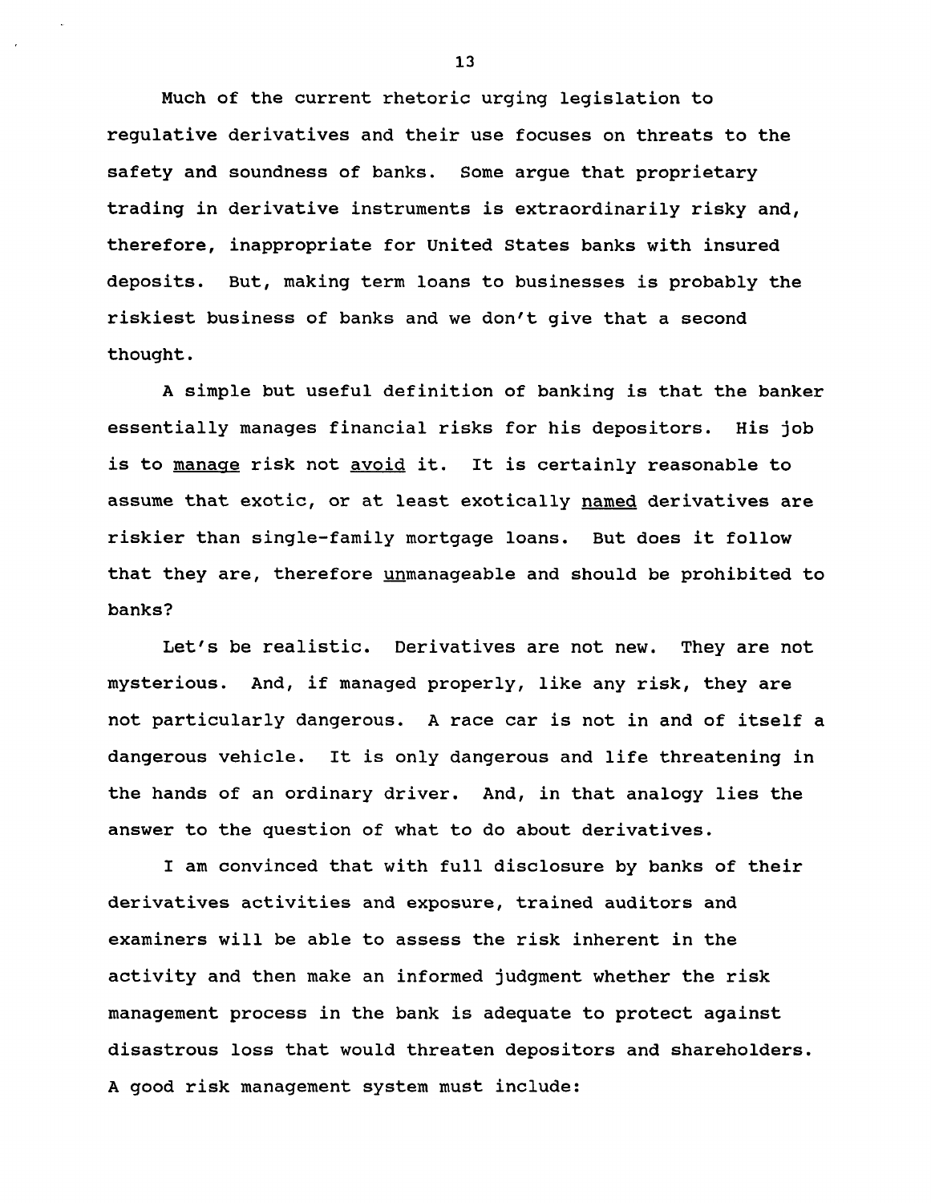Much of the current rhetoric urging legislation to regulative derivatives and their use focuses on threats to the safety and soundness of banks. Some argue that proprietary trading in derivative instruments is extraordinarily risky and, therefore, inappropriate for United States banks with insured deposits. But, making term loans to businesses is probably the riskiest business of banks and we don't give that a second thought.

A simple but useful definition of banking is that the banker essentially manages financial risks for his depositors. His job is to <u>manage</u> risk not <u>avoid</u> it. It is certainly reasonable to assume that exotic, or at least exotically <u>named</u> derivatives are riskier than single-family mortgage loans. But does it follow that they are, therefore <u>un</u>manageable and should be prohibited to banks?

Let's be realistic. Derivatives are not new. They are not mysterious. And, if managed properly, like any risk, they are not particularly dangerous. A race car is not in and of itself a dangerous vehicle. It is only dangerous and life threatening in the hands of an ordinary driver. And, in that analogy lies the answer to the question of what to do about derivatives.

I am convinced that with full disclosure by banks of their derivatives activities and exposure, trained auditors and examiners will be able to assess the risk inherent in the activity and then make an informed judgment whether the risk management process in the bank is adequate to protect against disastrous loss that would threaten depositors and shareholders. A good risk management system must include: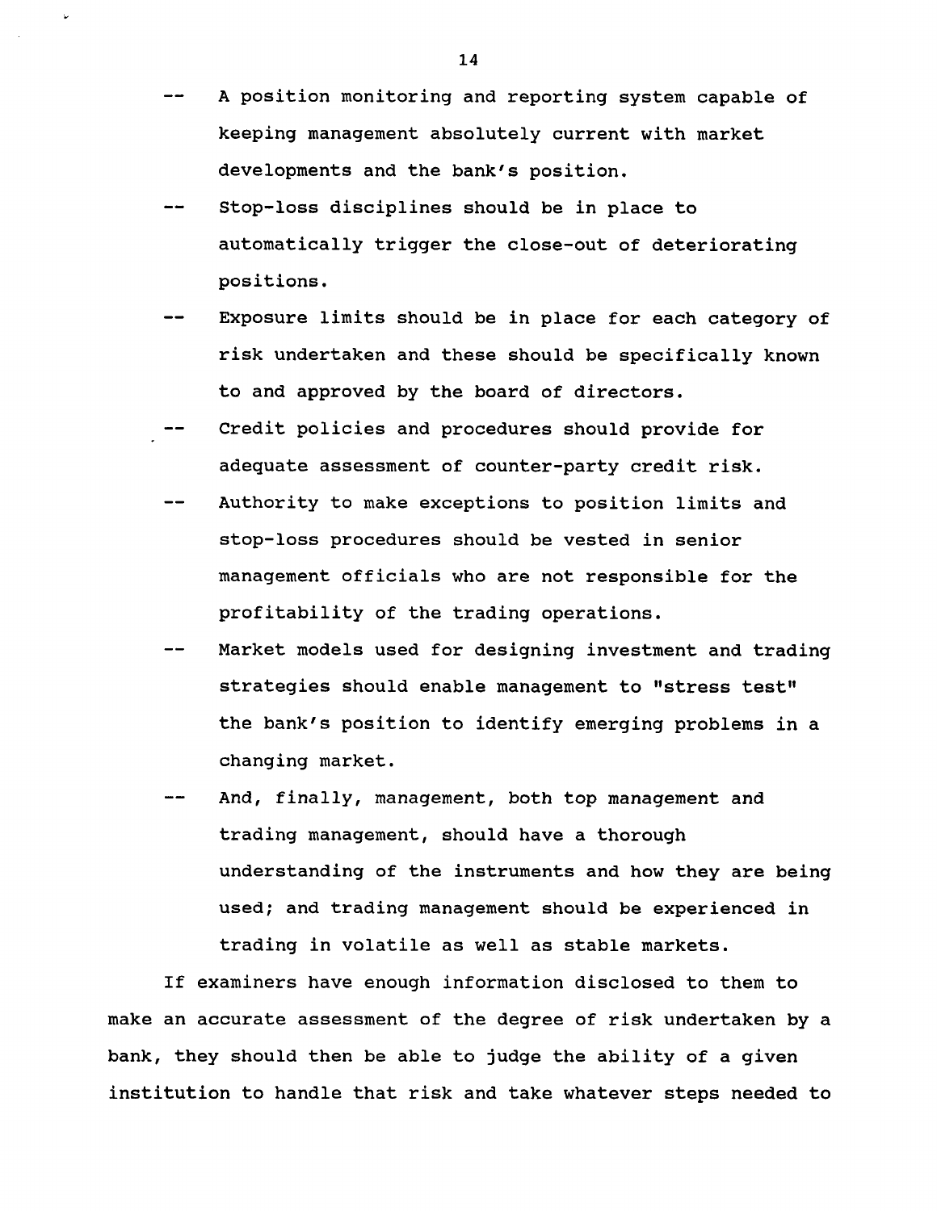-- A position monitoring and reporting system capable of keeping management absolutely current with market developments and the bank's position.

-- Stop-loss disciplines should be in place to automatically trigger the close-out of deteriorating positions.

-- Exposure limits should be in place for each category of risk undertaken and these should be specifically known to and approved by the board of directors.

-- Credit policies and procedures should provide for adequate assessment of counter-party credit risk.

-- Authority to make exceptions to position limits and stop-loss procedures should be vested in senior management officials who are not responsible for the profitability of the trading operations.

-- Market models used for designing investment and trading strategies should enable management to "stress test" the bank's position to identify emerging problems in a changing market.

-- And, finally, management, both top management and trading management, should have a thorough understanding of the instruments and how they are being used; and trading management should be experienced in trading in volatile as well as stable markets.

If examiners have enough information disclosed to them to make an accurate assessment of the degree of risk undertaken by a bank, they should then be able to judge the ability of a given institution to handle that risk and take whatever steps needed to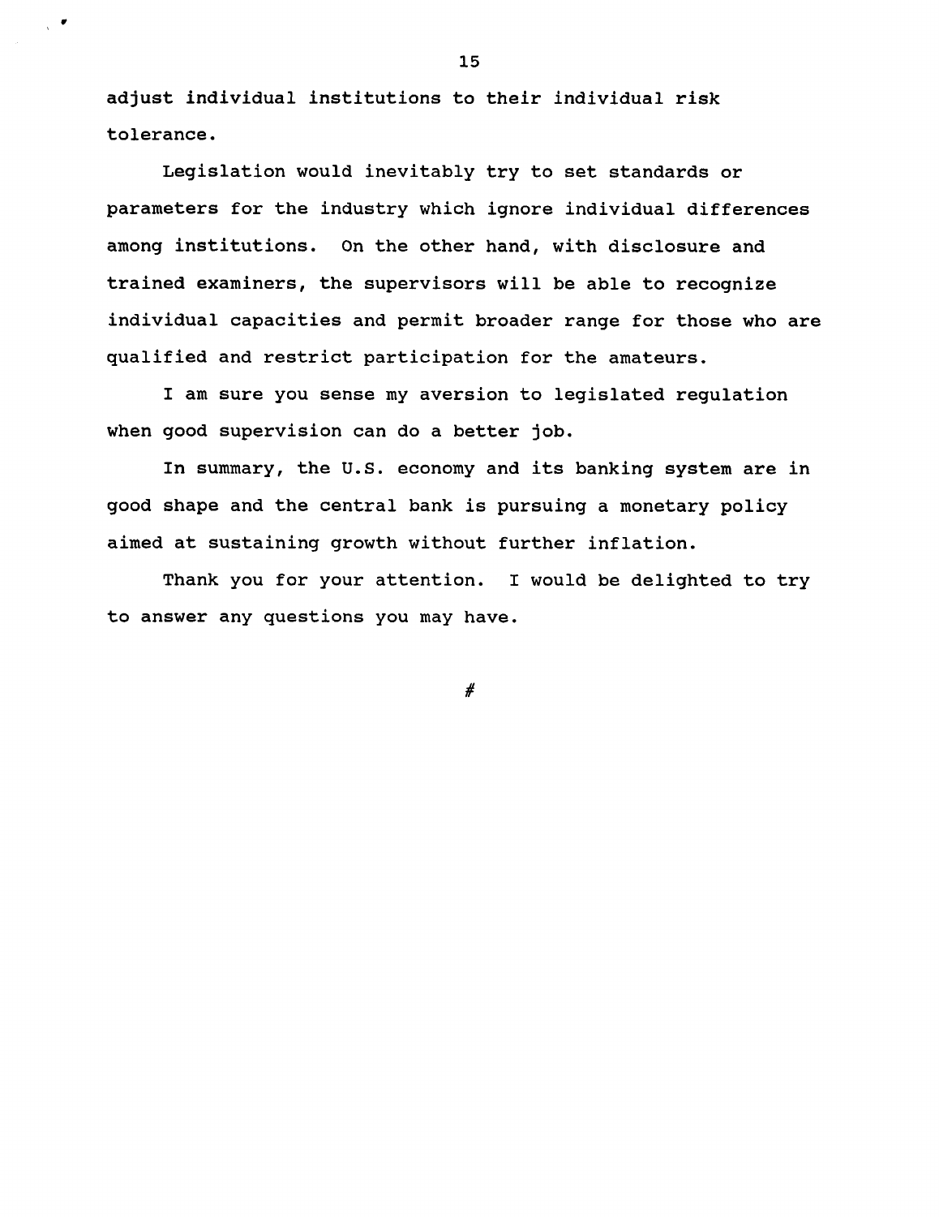adjust individual institutions to their individual risk tolerance.

Legislation would inevitably try to set standards or parameters for the industry which ignore individual differences among institutions. On the other hand, with disclosure and trained examiners, the supervisors will be able to recognize individual capacities and permit broader range for those who are qualified and restrict participation for the amateurs.

I am sure you sense my aversion to legislated regulation when good supervision can do a better job.

In summary, the U.S. economy and its banking system are in good shape and the central bank is pursuing a monetary policy aimed at sustaining growth without further inflation.

Thank you for your attention. I would be delighted to try to answer any questions you may have.

#